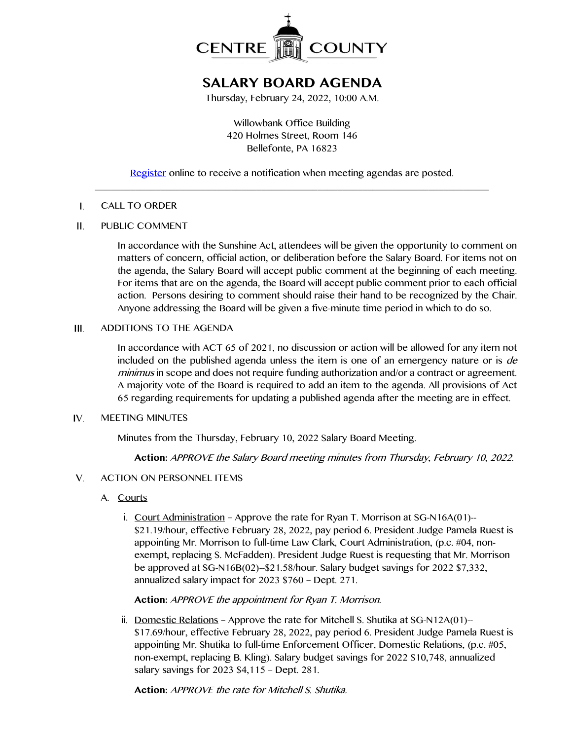CENTRE COUNTY

# SALARY BOARD AGENDA

Thursday, February 24, 2022, 10:00 A.M.

Willowbank Office Building
420 Holmes Street, Room 146
Bellefonte, PA 16823

Register online to receive a notification when meeting agendas are posted.

---

I. CALL TO ORDER

II. PUBLIC COMMENT

In accordance with the Sunshine Act, attendees will be given the opportunity to comment on matters of concern, official action, or deliberation before the Salary Board. For items not on the agenda, the Salary Board will accept public comment at the beginning of each meeting. For items that are on the agenda, the Board will accept public comment prior to each official action. Persons desiring to comment should raise their hand to be recognized by the Chair. Anyone addressing the Board will be given a five-minute time period in which to do so.

III. ADDITIONS TO THE AGENDA

In accordance with ACT 65 of 2021, no discussion or action will be allowed for any item not included on the published agenda unless the item is one of an emergency nature or is *de minimus* in scope and does not require funding authorization and/or a contract or agreement. A majority vote of the Board is required to add an item to the agenda. All provisions of Act 65 regarding requirements for updating a published agenda after the meeting are in effect.

IV. MEETING MINUTES

Minutes from the Thursday, February 10, 2022 Salary Board Meeting.

**Action:** *APPROVE the Salary Board meeting minutes from Thursday, February 10, 2022.*

V. ACTION ON PERSONNEL ITEMS

A. Courts

i. Court Administration – Approve the rate for Ryan T. Morrison at SG-N16A(01)--$21.19/hour, effective February 28, 2022, pay period 6. President Judge Pamela Ruest is appointing Mr. Morrison to full-time Law Clark, Court Administration, (p.c. #04, non-exempt, replacing S. McFadden). President Judge Ruest is requesting that Mr. Morrison be approved at SG-N16B(02)--$21.58/hour. Salary budget savings for 2022 $7,332, annualized salary impact for 2023 $760 – Dept. 271.

**Action:** *APPROVE the appointment for Ryan T. Morrison.*

ii. Domestic Relations – Approve the rate for Mitchell S. Shutika at SG-N12A(01)--$17.69/hour, effective February 28, 2022, pay period 6. President Judge Pamela Ruest is appointing Mr. Shutika to full-time Enforcement Officer, Domestic Relations, (p.c. #05, non-exempt, replacing B. Kling). Salary budget savings for 2022 $10,748, annualized salary savings for 2023 $4,115 – Dept. 281.

**Action:** *APPROVE the rate for Mitchell S. Shutika.*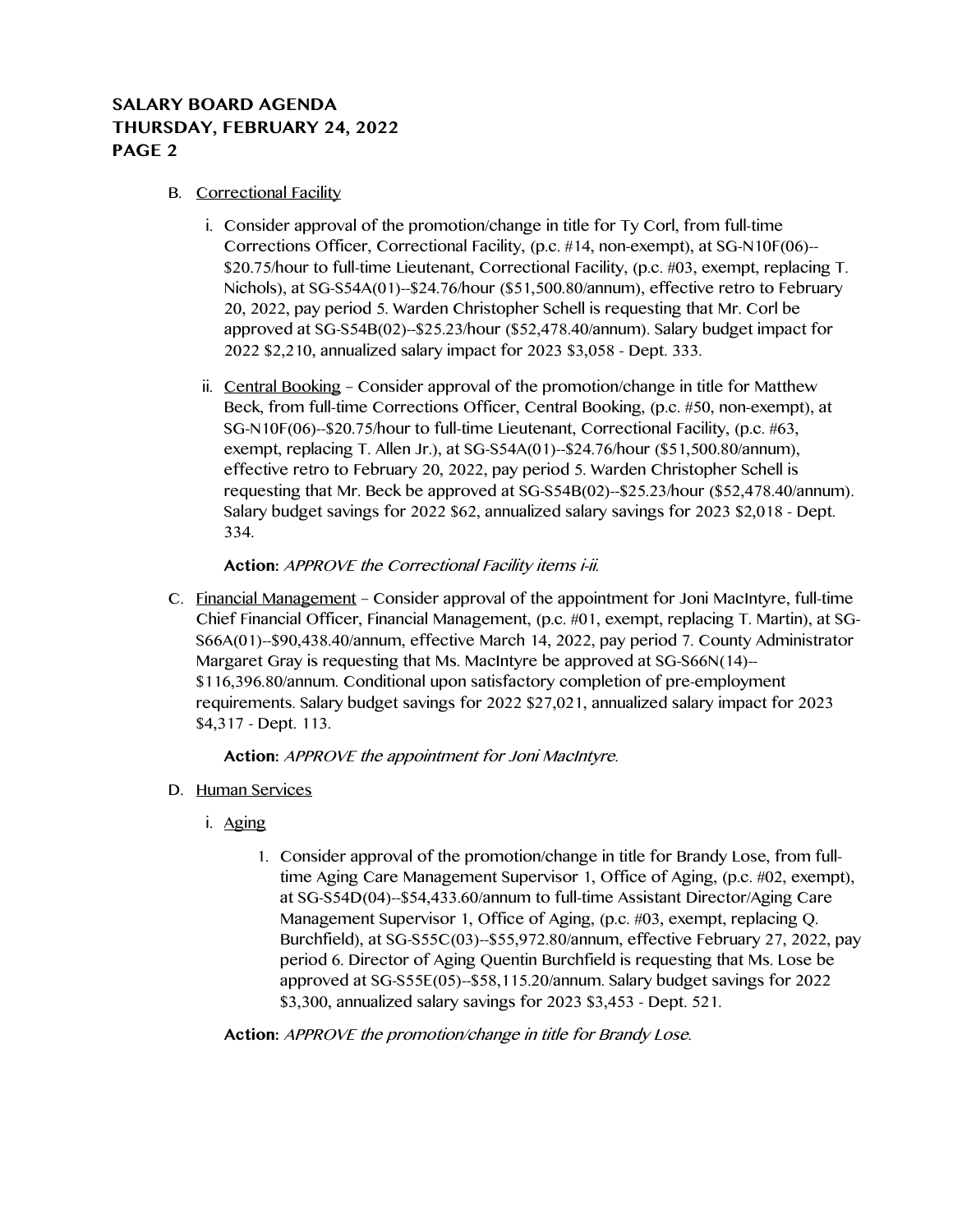B. Correctional Facility

   i. Consider approval of the promotion/change in title for Ty Corl, from full-time Corrections Officer, Correctional Facility, (p.c. #14, non-exempt), at SG-N10F(06)--$20.75/hour to full-time Lieutenant, Correctional Facility, (p.c. #03, exempt, replacing T. Nichols), at SG-S54A(01)--$24.76/hour ($51,500.80/annum), effective retro to February 20, 2022, pay period 5. Warden Christopher Schell is requesting that Mr. Corl be approved at SG-S54B(02)--$25.23/hour ($52,478.40/annum). Salary budget impact for 2022 $2,210, annualized salary impact for 2023 $3,058 - Dept. 333.

   ii. Central Booking – Consider approval of the promotion/change in title for Matthew Beck, from full-time Corrections Officer, Central Booking, (p.c. #50, non-exempt), at SG-N10F(06)--$20.75/hour to full-time Lieutenant, Correctional Facility, (p.c. #63, exempt, replacing T. Allen Jr.), at SG-S54A(01)--$24.76/hour ($51,500.80/annum), effective retro to February 20, 2022, pay period 5. Warden Christopher Schell is requesting that Mr. Beck be approved at SG-S54B(02)--$25.23/hour ($52,478.40/annum). Salary budget savings for 2022 $62, annualized salary savings for 2023 $2,018 - Dept. 334.

   **Action:** *APPROVE the Correctional Facility items i-ii.*

C. Financial Management – Consider approval of the appointment for Joni MacIntyre, full-time Chief Financial Officer, Financial Management, (p.c. #01, exempt, replacing T. Martin), at SG-S66A(01)--$90,438.40/annum, effective March 14, 2022, pay period 7. County Administrator Margaret Gray is requesting that Ms. MacIntyre be approved at SG-S66N(14)--$116,396.80/annum. Conditional upon satisfactory completion of pre-employment requirements. Salary budget savings for 2022 $27,021, annualized salary impact for 2023 $4,317 - Dept. 113.

   **Action:** *APPROVE the appointment for Joni MacIntyre.*

D. Human Services

   i. Aging

      1. Consider approval of the promotion/change in title for Brandy Lose, from full-time Aging Care Management Supervisor 1, Office of Aging, (p.c. #02, exempt), at SG-S54D(04)--$54,433.60/annum to full-time Assistant Director/Aging Care Management Supervisor 1, Office of Aging, (p.c. #03, exempt, replacing Q. Burchfield), at SG-S55C(03)--$55,972.80/annum, effective February 27, 2022, pay period 6. Director of Aging Quentin Burchfield is requesting that Ms. Lose be approved at SG-S55E(05)--$58,115.20/annum. Salary budget savings for 2022 $3,300, annualized salary savings for 2023 $3,453 - Dept. 521.

   **Action:** *APPROVE the promotion/change in title for Brandy Lose.*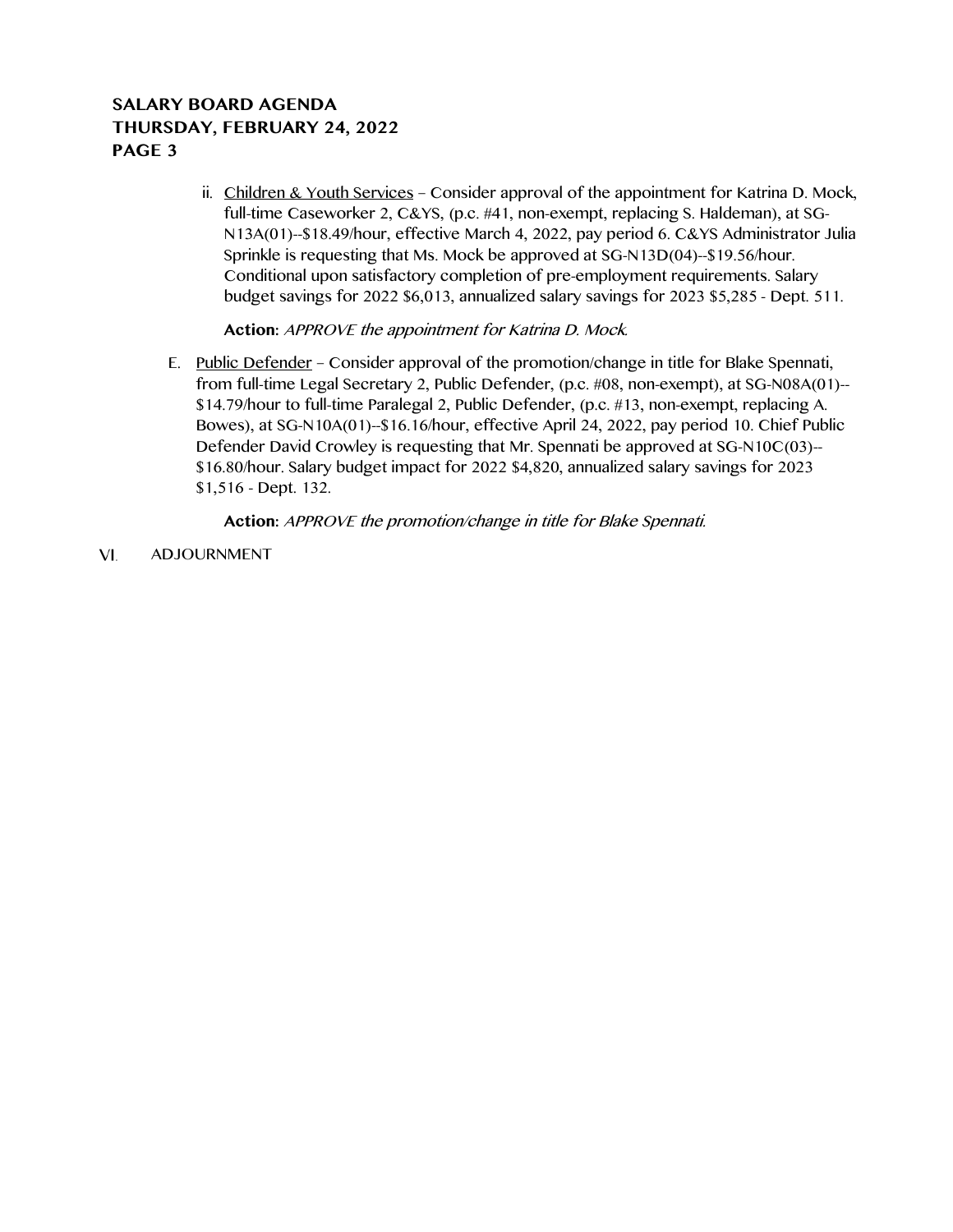ii. Children & Youth Services – Consider approval of the appointment for Katrina D. Mock, full-time Caseworker 2, C&YS, (p.c. #41, non-exempt, replacing S. Haldeman), at SG-N13A(01)--$18.49/hour, effective March 4, 2022, pay period 6. C&YS Administrator Julia Sprinkle is requesting that Ms. Mock be approved at SG-N13D(04)--$19.56/hour. Conditional upon satisfactory completion of pre-employment requirements. Salary budget savings for 2022 $6,013, annualized salary savings for 2023 $5,285 - Dept. 511.

**Action:** *APPROVE the appointment for Katrina D. Mock.*

E. Public Defender – Consider approval of the promotion/change in title for Blake Spennati, from full-time Legal Secretary 2, Public Defender, (p.c. #08, non-exempt), at SG-N08A(01)--$14.79/hour to full-time Paralegal 2, Public Defender, (p.c. #13, non-exempt, replacing A. Bowes), at SG-N10A(01)--$16.16/hour, effective April 24, 2022, pay period 10. Chief Public Defender David Crowley is requesting that Mr. Spennati be approved at SG-N10C(03)--$16.80/hour. Salary budget impact for 2022 $4,820, annualized salary savings for 2023 $1,516 - Dept. 132.

**Action:** *APPROVE the promotion/change in title for Blake Spennati.*

VI. ADJOURNMENT